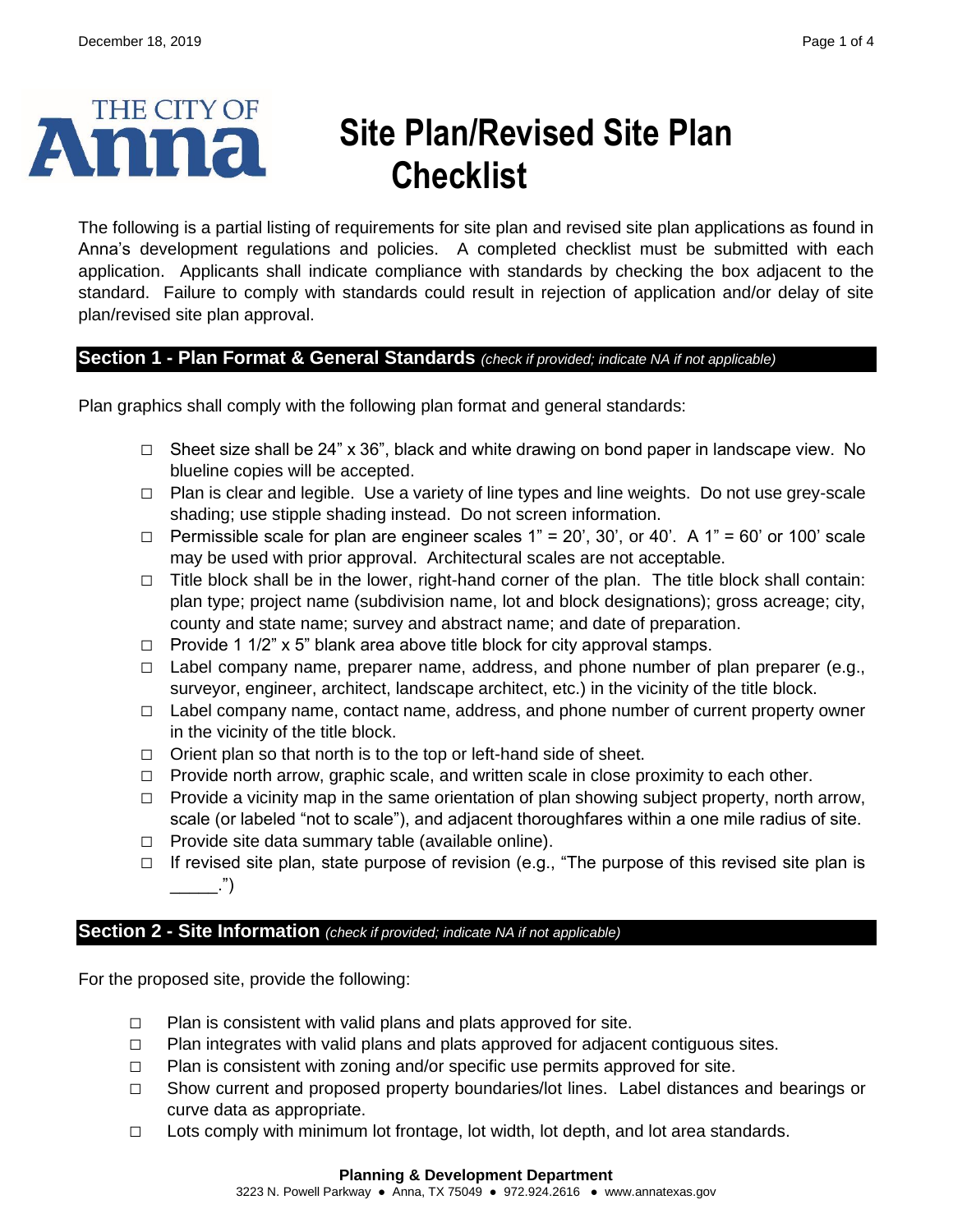THE CITY OF Anna

# Site Plan/Revised Site Plan Checklist

The following is a partial listing of requirements for site plan and revised site plan applications as found in Anna's development regulations and policies. A completed checklist must be submitted with each application. Applicants shall indicate compliance with standards by checking the box adjacent to the standard. Failure to comply with standards could result in rejection of application and/or delay of site plan/revised site plan approval.

## Section 1 - Plan Format & General Standards *(check if provided; indicate NA if not applicable)*

Plan graphics shall comply with the following plan format and general standards:

- ☐ Sheet size shall be 24" x 36", black and white drawing on bond paper in landscape view. No blueline copies will be accepted.
- ☐ Plan is clear and legible. Use a variety of line types and line weights. Do not use grey-scale shading; use stipple shading instead. Do not screen information.
- ☐ Permissible scale for plan are engineer scales 1" = 20', 30', or 40'. A 1" = 60' or 100' scale may be used with prior approval. Architectural scales are not acceptable.
- ☐ Title block shall be in the lower, right-hand corner of the plan. The title block shall contain: plan type; project name (subdivision name, lot and block designations); gross acreage; city, county and state name; survey and abstract name; and date of preparation.
- ☐ Provide 1 1/2" x 5" blank area above title block for city approval stamps.
- ☐ Label company name, preparer name, address, and phone number of plan preparer (e.g., surveyor, engineer, architect, landscape architect, etc.) in the vicinity of the title block.
- ☐ Label company name, contact name, address, and phone number of current property owner in the vicinity of the title block.
- ☐ Orient plan so that north is to the top or left-hand side of sheet.
- ☐ Provide north arrow, graphic scale, and written scale in close proximity to each other.
- ☐ Provide a vicinity map in the same orientation of plan showing subject property, north arrow, scale (or labeled "not to scale"), and adjacent thoroughfares within a one mile radius of site.
- ☐ Provide site data summary table (available online).
- ☐ If revised site plan, state purpose of revision (e.g., "The purpose of this revised site plan is _____.")

## Section 2 - Site Information *(check if provided; indicate NA if not applicable)*

For the proposed site, provide the following:

- ☐ Plan is consistent with valid plans and plats approved for site.
- ☐ Plan integrates with valid plans and plats approved for adjacent contiguous sites.
- ☐ Plan is consistent with zoning and/or specific use permits approved for site.
- ☐ Show current and proposed property boundaries/lot lines. Label distances and bearings or curve data as appropriate.
- ☐ Lots comply with minimum lot frontage, lot width, lot depth, and lot area standards.

**Planning & Development Department**
3223 N. Powell Parkway ● Anna, TX 75049 ● 972.924.2616 ● www.annatexas.gov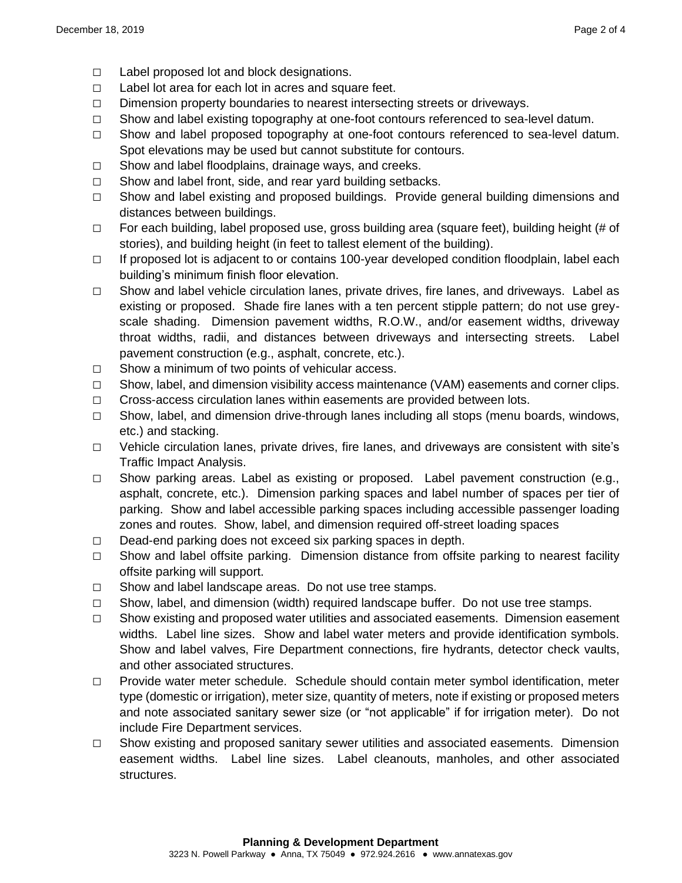- □ Label proposed lot and block designations.
- □ Label lot area for each lot in acres and square feet.
- □ Dimension property boundaries to nearest intersecting streets or driveways.
- □ Show and label existing topography at one-foot contours referenced to sea-level datum.
- □ Show and label proposed topography at one-foot contours referenced to sea-level datum. Spot elevations may be used but cannot substitute for contours.
- □ Show and label floodplains, drainage ways, and creeks.
- □ Show and label front, side, and rear yard building setbacks.
- □ Show and label existing and proposed buildings. Provide general building dimensions and distances between buildings.
- □ For each building, label proposed use, gross building area (square feet), building height (# of stories), and building height (in feet to tallest element of the building).
- □ If proposed lot is adjacent to or contains 100-year developed condition floodplain, label each building's minimum finish floor elevation.
- □ Show and label vehicle circulation lanes, private drives, fire lanes, and driveways. Label as existing or proposed. Shade fire lanes with a ten percent stipple pattern; do not use grey-scale shading. Dimension pavement widths, R.O.W., and/or easement widths, driveway throat widths, radii, and distances between driveways and intersecting streets. Label pavement construction (e.g., asphalt, concrete, etc.).
- □ Show a minimum of two points of vehicular access.
- □ Show, label, and dimension visibility access maintenance (VAM) easements and corner clips.
- □ Cross-access circulation lanes within easements are provided between lots.
- □ Show, label, and dimension drive-through lanes including all stops (menu boards, windows, etc.) and stacking.
- □ Vehicle circulation lanes, private drives, fire lanes, and driveways are consistent with site's Traffic Impact Analysis.
- □ Show parking areas. Label as existing or proposed. Label pavement construction (e.g., asphalt, concrete, etc.). Dimension parking spaces and label number of spaces per tier of parking. Show and label accessible parking spaces including accessible passenger loading zones and routes. Show, label, and dimension required off-street loading spaces
- □ Dead-end parking does not exceed six parking spaces in depth.
- □ Show and label offsite parking. Dimension distance from offsite parking to nearest facility offsite parking will support.
- □ Show and label landscape areas. Do not use tree stamps.
- □ Show, label, and dimension (width) required landscape buffer. Do not use tree stamps.
- □ Show existing and proposed water utilities and associated easements. Dimension easement widths. Label line sizes. Show and label water meters and provide identification symbols. Show and label valves, Fire Department connections, fire hydrants, detector check vaults, and other associated structures.
- □ Provide water meter schedule. Schedule should contain meter symbol identification, meter type (domestic or irrigation), meter size, quantity of meters, note if existing or proposed meters and note associated sanitary sewer size (or "not applicable" if for irrigation meter). Do not include Fire Department services.
- □ Show existing and proposed sanitary sewer utilities and associated easements. Dimension easement widths. Label line sizes. Label cleanouts, manholes, and other associated structures.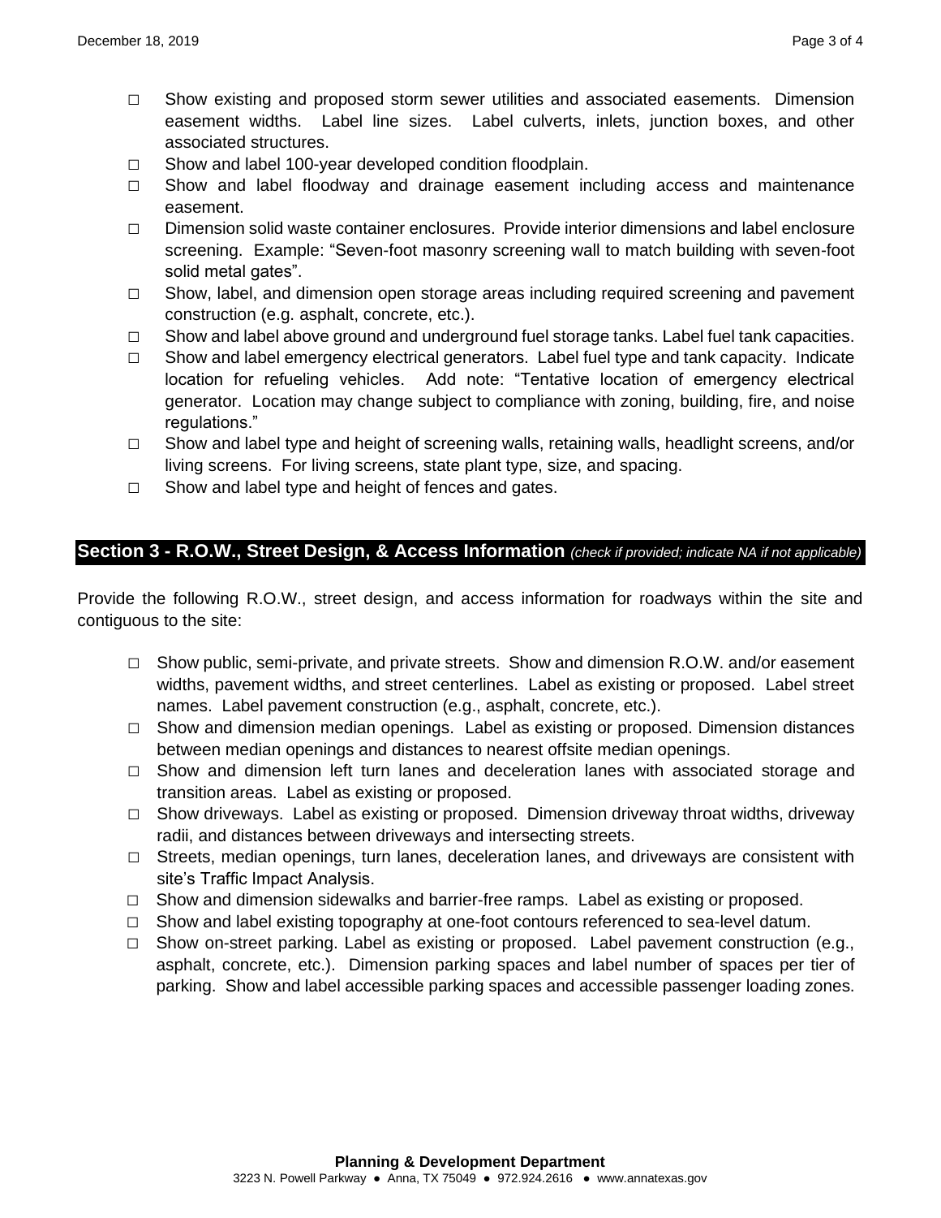- □ Show existing and proposed storm sewer utilities and associated easements. Dimension easement widths. Label line sizes. Label culverts, inlets, junction boxes, and other associated structures.
- □ Show and label 100-year developed condition floodplain.
- □ Show and label floodway and drainage easement including access and maintenance easement.
- □ Dimension solid waste container enclosures. Provide interior dimensions and label enclosure screening. Example: "Seven-foot masonry screening wall to match building with seven-foot solid metal gates".
- □ Show, label, and dimension open storage areas including required screening and pavement construction (e.g. asphalt, concrete, etc.).
- □ Show and label above ground and underground fuel storage tanks. Label fuel tank capacities.
- □ Show and label emergency electrical generators. Label fuel type and tank capacity. Indicate location for refueling vehicles. Add note: "Tentative location of emergency electrical generator. Location may change subject to compliance with zoning, building, fire, and noise regulations."
- □ Show and label type and height of screening walls, retaining walls, headlight screens, and/or living screens. For living screens, state plant type, size, and spacing.
- □ Show and label type and height of fences and gates.

## Section 3 - R.O.W., Street Design, & Access Information *(check if provided; indicate NA if not applicable)*

Provide the following R.O.W., street design, and access information for roadways within the site and contiguous to the site:

- □ Show public, semi-private, and private streets. Show and dimension R.O.W. and/or easement widths, pavement widths, and street centerlines. Label as existing or proposed. Label street names. Label pavement construction (e.g., asphalt, concrete, etc.).
- □ Show and dimension median openings. Label as existing or proposed. Dimension distances between median openings and distances to nearest offsite median openings.
- □ Show and dimension left turn lanes and deceleration lanes with associated storage and transition areas. Label as existing or proposed.
- □ Show driveways. Label as existing or proposed. Dimension driveway throat widths, driveway radii, and distances between driveways and intersecting streets.
- □ Streets, median openings, turn lanes, deceleration lanes, and driveways are consistent with site's Traffic Impact Analysis.
- □ Show and dimension sidewalks and barrier-free ramps. Label as existing or proposed.
- □ Show and label existing topography at one-foot contours referenced to sea-level datum.
- □ Show on-street parking. Label as existing or proposed. Label pavement construction (e.g., asphalt, concrete, etc.). Dimension parking spaces and label number of spaces per tier of parking. Show and label accessible parking spaces and accessible passenger loading zones.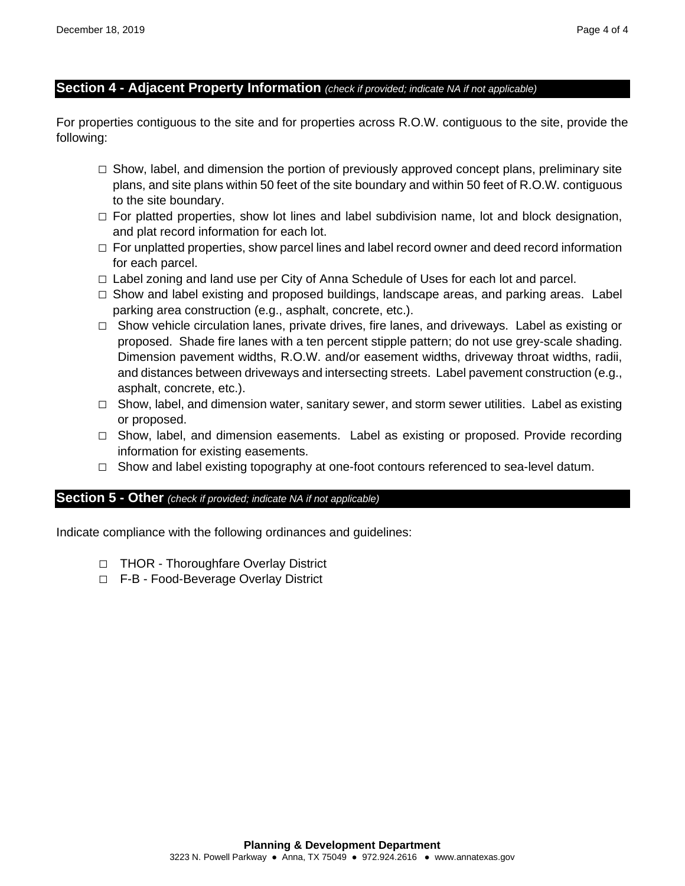## **Section 4 - Adjacent Property Information** *(check if provided; indicate NA if not applicable)*

For properties contiguous to the site and for properties across R.O.W. contiguous to the site, provide the following:

- □ Show, label, and dimension the portion of previously approved concept plans, preliminary site plans, and site plans within 50 feet of the site boundary and within 50 feet of R.O.W. contiguous to the site boundary.
- □ For platted properties, show lot lines and label subdivision name, lot and block designation, and plat record information for each lot.
- □ For unplatted properties, show parcel lines and label record owner and deed record information for each parcel.
- □ Label zoning and land use per City of Anna Schedule of Uses for each lot and parcel.
- □ Show and label existing and proposed buildings, landscape areas, and parking areas. Label parking area construction (e.g., asphalt, concrete, etc.).
- □ Show vehicle circulation lanes, private drives, fire lanes, and driveways. Label as existing or proposed. Shade fire lanes with a ten percent stipple pattern; do not use grey-scale shading. Dimension pavement widths, R.O.W. and/or easement widths, driveway throat widths, radii, and distances between driveways and intersecting streets. Label pavement construction (e.g., asphalt, concrete, etc.).
- □ Show, label, and dimension water, sanitary sewer, and storm sewer utilities. Label as existing or proposed.
- □ Show, label, and dimension easements. Label as existing or proposed. Provide recording information for existing easements.
- □ Show and label existing topography at one-foot contours referenced to sea-level datum.

## **Section 5 - Other** *(check if provided; indicate NA if not applicable)*

Indicate compliance with the following ordinances and guidelines:

- □ THOR - Thoroughfare Overlay District
- □ F-B - Food-Beverage Overlay District

**Planning & Development Department**
3223 N. Powell Parkway ● Anna, TX 75049 ● 972.924.2616 ● www.annatexas.gov